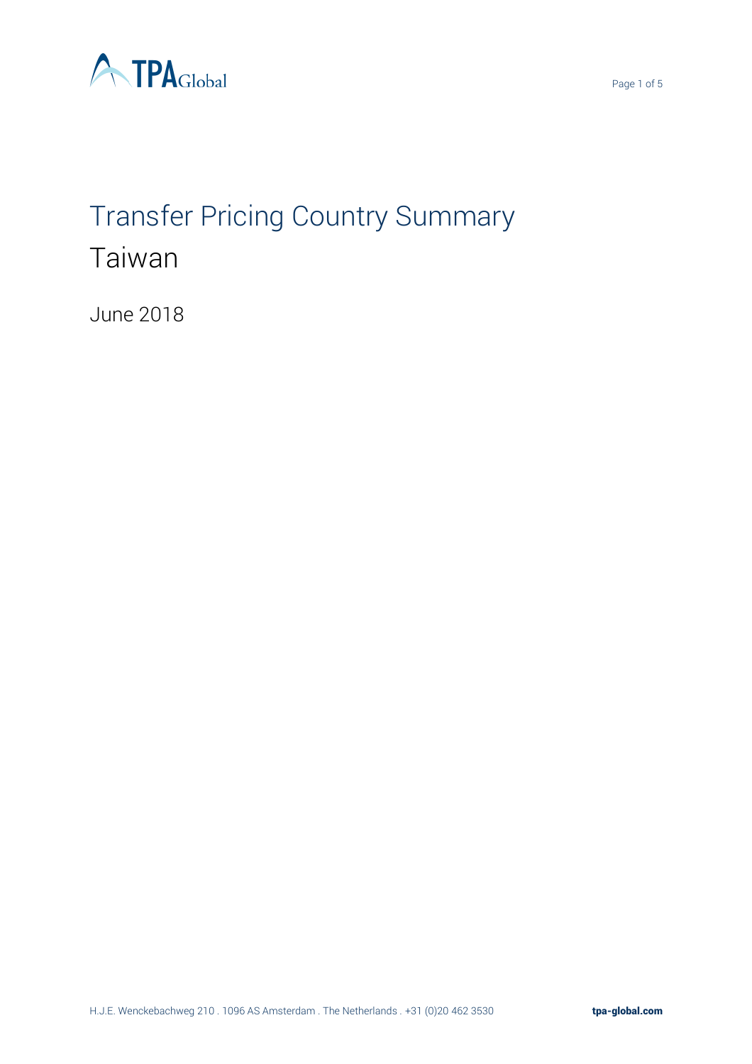# Transfer Pricing Country Summary

## Taiwan

June 2018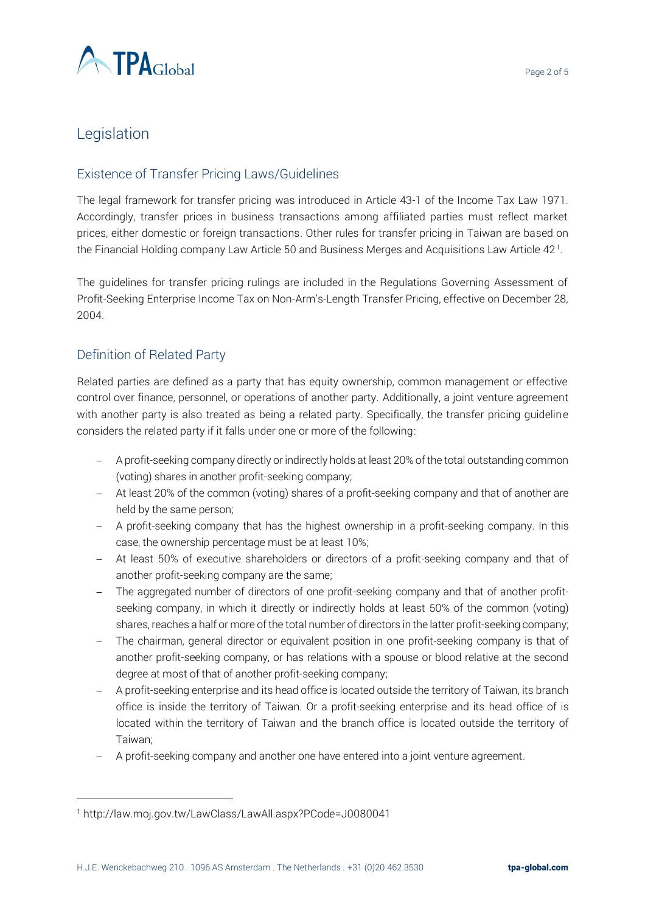# Legislation

## Existence of Transfer Pricing Laws/Guidelines

The legal framework for transfer pricing was introduced in Article 43-1 of the Income Tax Law 1971. Accordingly, transfer prices in business transactions among affiliated parties must reflect market prices, either domestic or foreign transactions. Other rules for transfer pricing in Taiwan are based on the Financial Holding company Law Article 50 and Business Merges and Acquisitions Law Article 42[1].

The guidelines for transfer pricing rulings are included in the Regulations Governing Assessment of Profit-Seeking Enterprise Income Tax on Non-Arm's-Length Transfer Pricing, effective on December 28, 2004.

## Definition of Related Party

Related parties are defined as a party that has equity ownership, common management or effective control over finance, personnel, or operations of another party. Additionally, a joint venture agreement with another party is also treated as being a related party. Specifically, the transfer pricing guideline considers the related party if it falls under one or more of the following:

- A profit-seeking company directly or indirectly holds at least 20% of the total outstanding common (voting) shares in another profit-seeking company;
- At least 20% of the common (voting) shares of a profit-seeking company and that of another are held by the same person;
- A profit-seeking company that has the highest ownership in a profit-seeking company. In this case, the ownership percentage must be at least 10%;
- At least 50% of executive shareholders or directors of a profit-seeking company and that of another profit-seeking company are the same;
- The aggregated number of directors of one profit-seeking company and that of another profit-seeking company, in which it directly or indirectly holds at least 50% of the common (voting) shares, reaches a half or more of the total number of directors in the latter profit-seeking company;
- The chairman, general director or equivalent position in one profit-seeking company is that of another profit-seeking company, or has relations with a spouse or blood relative at the second degree at most of that of another profit-seeking company;
- A profit-seeking enterprise and its head office is located outside the territory of Taiwan, its branch office is inside the territory of Taiwan. Or a profit-seeking enterprise and its head office of is located within the territory of Taiwan and the branch office is located outside the territory of Taiwan;
- A profit-seeking company and another one have entered into a joint venture agreement.

[1] http://law.moj.gov.tw/LawClass/LawAll.aspx?PCode=J0080041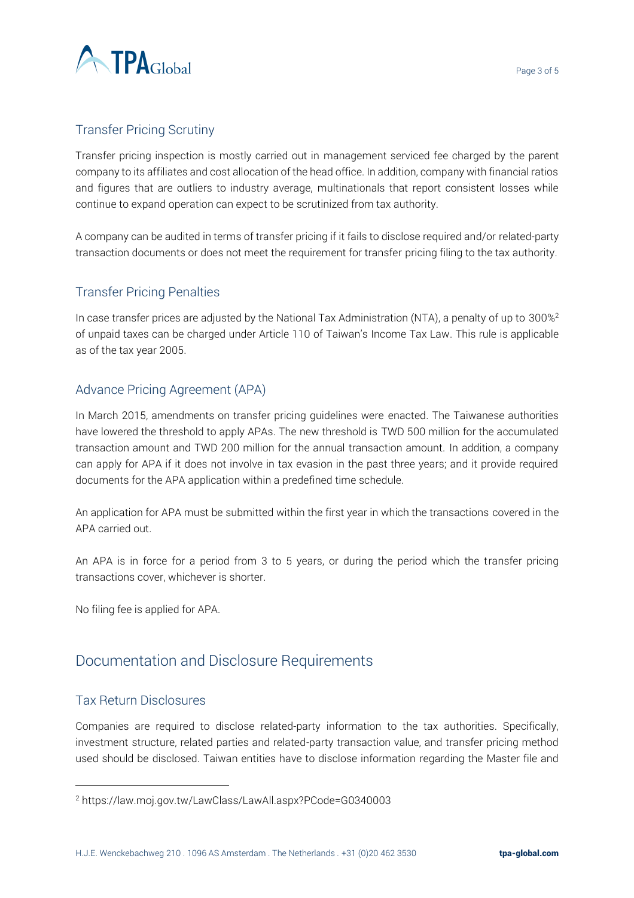### Transfer Pricing Scrutiny

Transfer pricing inspection is mostly carried out in management serviced fee charged by the parent company to its affiliates and cost allocation of the head office. In addition, company with financial ratios and figures that are outliers to industry average, multinationals that report consistent losses while continue to expand operation can expect to be scrutinized from tax authority.

A company can be audited in terms of transfer pricing if it fails to disclose required and/or related-party transaction documents or does not meet the requirement for transfer pricing filing to the tax authority.

### Transfer Pricing Penalties

In case transfer prices are adjusted by the National Tax Administration (NTA), a penalty of up to 300%[2] of unpaid taxes can be charged under Article 110 of Taiwan's Income Tax Law. This rule is applicable as of the tax year 2005.

### Advance Pricing Agreement (APA)

In March 2015, amendments on transfer pricing guidelines were enacted. The Taiwanese authorities have lowered the threshold to apply APAs. The new threshold is TWD 500 million for the accumulated transaction amount and TWD 200 million for the annual transaction amount. In addition, a company can apply for APA if it does not involve in tax evasion in the past three years; and it provide required documents for the APA application within a predefined time schedule.

An application for APA must be submitted within the first year in which the transactions covered in the APA carried out.

An APA is in force for a period from 3 to 5 years, or during the period which the transfer pricing transactions cover, whichever is shorter.

No filing fee is applied for APA.

## Documentation and Disclosure Requirements

### Tax Return Disclosures

Companies are required to disclose related-party information to the tax authorities. Specifically, investment structure, related parties and related-party transaction value, and transfer pricing method used should be disclosed. Taiwan entities have to disclose information regarding the Master file and

---

[2] https://law.moj.gov.tw/LawClass/LawAll.aspx?PCode=G0340003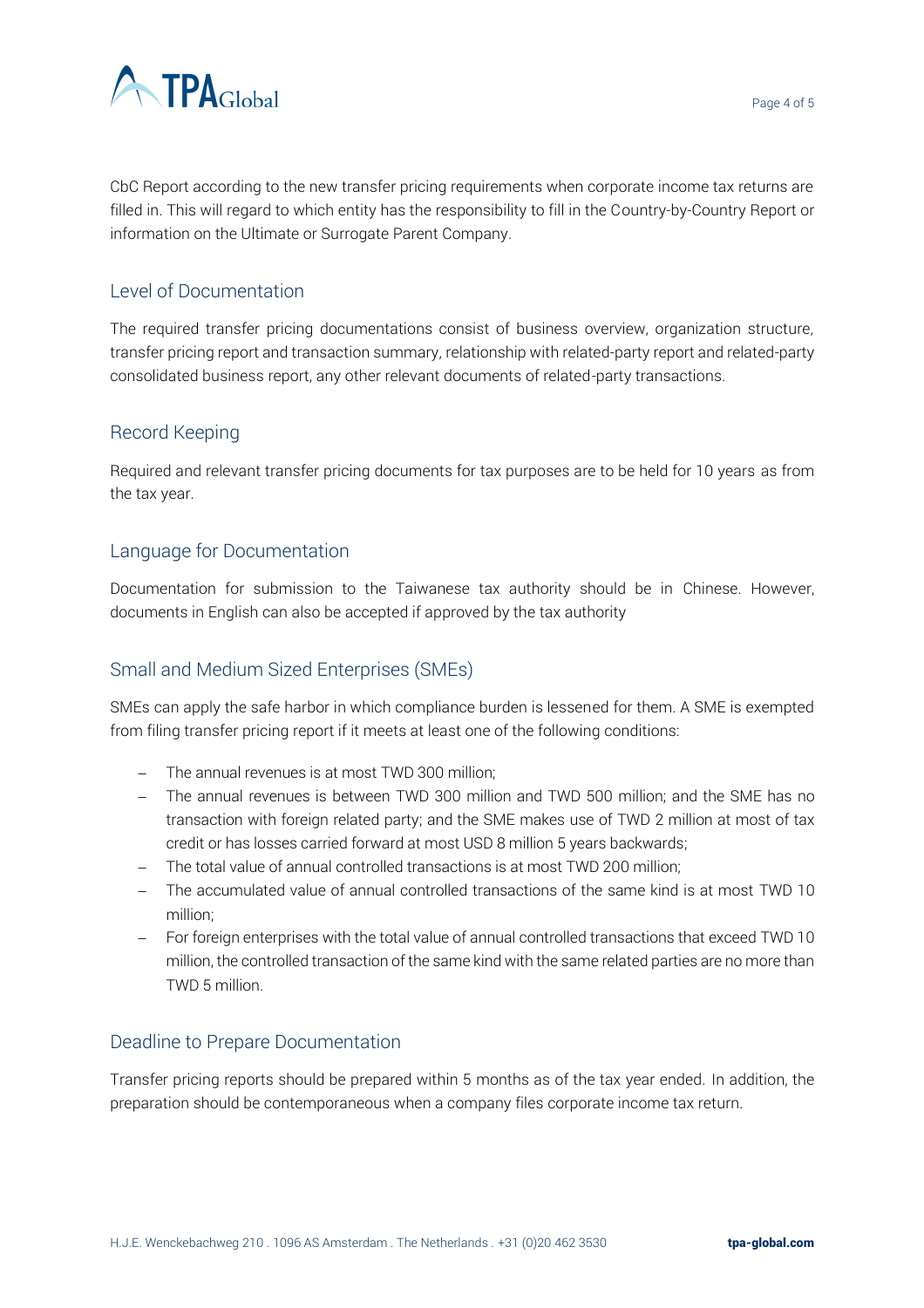CbC Report according to the new transfer pricing requirements when corporate income tax returns are filled in. This will regard to which entity has the responsibility to fill in the Country-by-Country Report or information on the Ultimate or Surrogate Parent Company.

## Level of Documentation

The required transfer pricing documentations consist of business overview, organization structure, transfer pricing report and transaction summary, relationship with related-party report and related-party consolidated business report, any other relevant documents of related-party transactions.

## Record Keeping

Required and relevant transfer pricing documents for tax purposes are to be held for 10 years as from the tax year.

## Language for Documentation

Documentation for submission to the Taiwanese tax authority should be in Chinese. However, documents in English can also be accepted if approved by the tax authority

## Small and Medium Sized Enterprises (SMEs)

SMEs can apply the safe harbor in which compliance burden is lessened for them. A SME is exempted from filing transfer pricing report if it meets at least one of the following conditions:

- The annual revenues is at most TWD 300 million;
- The annual revenues is between TWD 300 million and TWD 500 million; and the SME has no transaction with foreign related party; and the SME makes use of TWD 2 million at most of tax credit or has losses carried forward at most USD 8 million 5 years backwards;
- The total value of annual controlled transactions is at most TWD 200 million;
- The accumulated value of annual controlled transactions of the same kind is at most TWD 10 million;
- For foreign enterprises with the total value of annual controlled transactions that exceed TWD 10 million, the controlled transaction of the same kind with the same related parties are no more than TWD 5 million.

## Deadline to Prepare Documentation

Transfer pricing reports should be prepared within 5 months as of the tax year ended. In addition, the preparation should be contemporaneous when a company files corporate income tax return.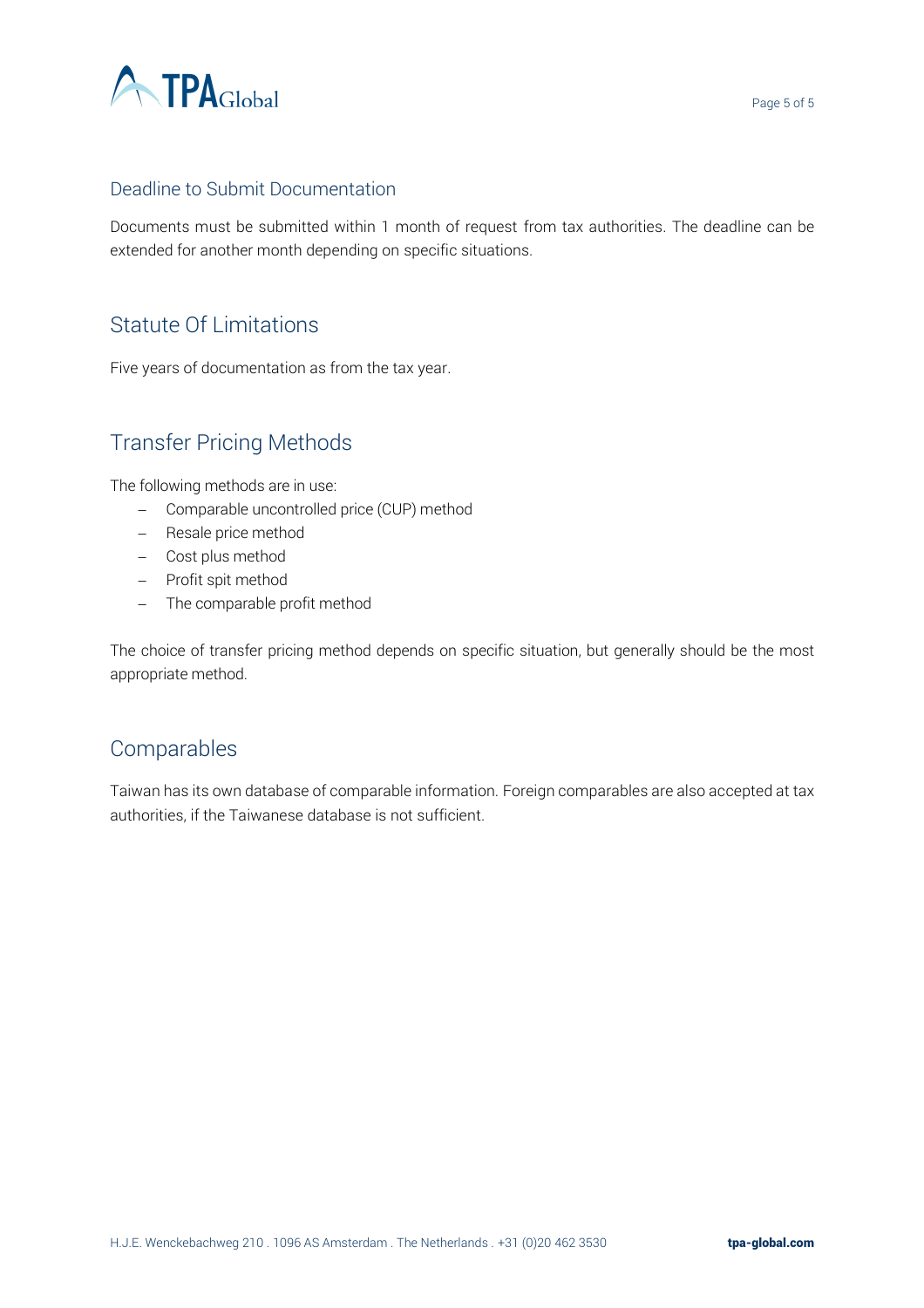### Deadline to Submit Documentation

Documents must be submitted within 1 month of request from tax authorities. The deadline can be extended for another month depending on specific situations.

## Statute Of Limitations

Five years of documentation as from the tax year.

## Transfer Pricing Methods

The following methods are in use:

- Comparable uncontrolled price (CUP) method
- Resale price method
- Cost plus method
- Profit spit method
- The comparable profit method

The choice of transfer pricing method depends on specific situation, but generally should be the most appropriate method.

## Comparables

Taiwan has its own database of comparable information. Foreign comparables are also accepted at tax authorities, if the Taiwanese database is not sufficient.